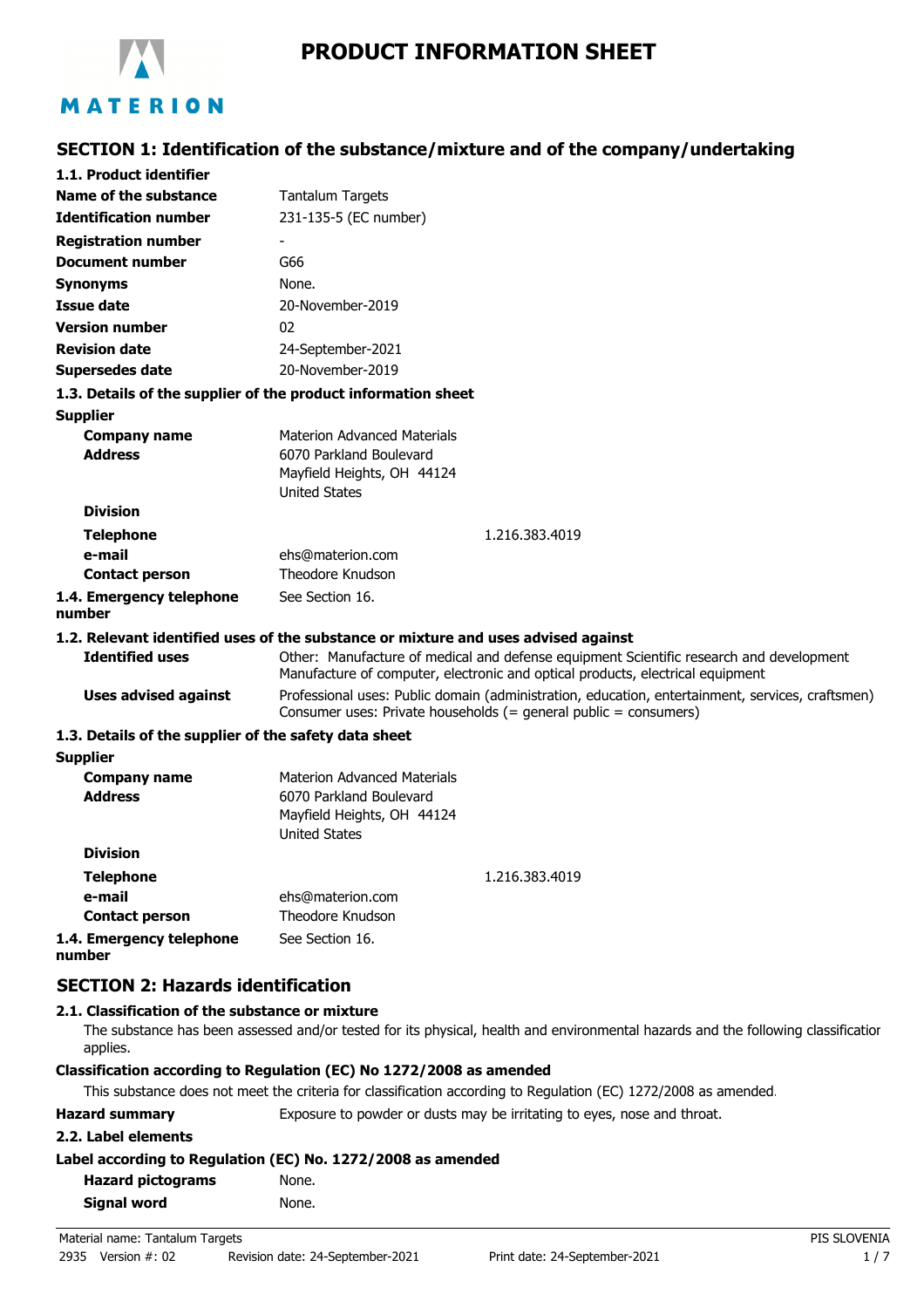# PRODUCT INFORMATION SHEET

MATERION

## SECTION 1: Identification of the substance/mixture and of the company/undertaking

### 1.1. Product identifier

| | |
|---|---|
| **Name of the substance** | Tantalum Targets |
| **Identification number** | 231-135-5 (EC number) |
| **Registration number** | - |
| **Document number** | G66 |
| **Synonyms** | None. |
| **Issue date** | 20-November-2019 |
| **Version number** | 02 |
| **Revision date** | 24-September-2021 |
| **Supersedes date** | 20-November-2019 |

### 1.3. Details of the supplier of the product information sheet

**Supplier**

| | |
|---|---|
| **Company name** | Materion Advanced Materials |
| **Address** | 6070 Parkland Boulevard<br>Mayfield Heights, OH 44124<br>United States |
| **Division** | |
| **Telephone** | 1.216.383.4019 |
| **e-mail** | ehs@materion.com |
| **Contact person** | Theodore Knudson |
| **1.4. Emergency telephone number** | See Section 16. |

### 1.2. Relevant identified uses of the substance or mixture and uses advised against

| | |
|---|---|
| **Identified uses** | Other: Manufacture of medical and defense equipment Scientific research and development Manufacture of computer, electronic and optical products, electrical equipment |
| **Uses advised against** | Professional uses: Public domain (administration, education, entertainment, services, craftsmen) Consumer uses: Private households (= general public = consumers) |

### 1.3. Details of the supplier of the safety data sheet

**Supplier**

| | |
|---|---|
| **Company name** | Materion Advanced Materials |
| **Address** | 6070 Parkland Boulevard<br>Mayfield Heights, OH 44124<br>United States |
| **Division** | |
| **Telephone** | 1.216.383.4019 |
| **e-mail** | ehs@materion.com |
| **Contact person** | Theodore Knudson |
| **1.4. Emergency telephone number** | See Section 16. |

## SECTION 2: Hazards identification

### 2.1. Classification of the substance or mixture

The substance has been assessed and/or tested for its physical, health and environmental hazards and the following classification applies.

**Classification according to Regulation (EC) No 1272/2008 as amended**

This substance does not meet the criteria for classification according to Regulation (EC) 1272/2008 as amended.

**Hazard summary** Exposure to powder or dusts may be irritating to eyes, nose and throat.

### 2.2. Label elements

**Label according to Regulation (EC) No. 1272/2008 as amended**

| | |
|---|---|
| **Hazard pictograms** | None. |
| **Signal word** | None. |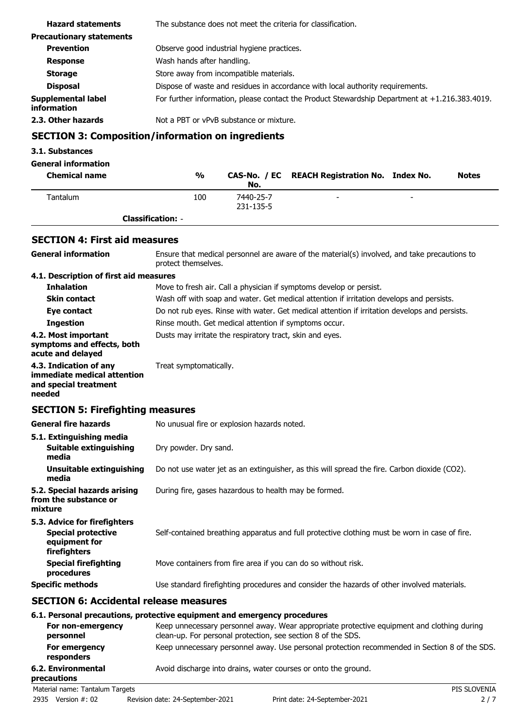| | |
|---|---|
| **Hazard statements** | The substance does not meet the criteria for classification. |
| **Precautionary statements** | |
| **Prevention** | Observe good industrial hygiene practices. |
| **Response** | Wash hands after handling. |
| **Storage** | Store away from incompatible materials. |
| **Disposal** | Dispose of waste and residues in accordance with local authority requirements. |
| **Supplemental label information** | For further information, please contact the Product Stewardship Department at +1.216.383.4019. |
| **2.3. Other hazards** | Not a PBT or vPvB substance or mixture. |

## SECTION 3: Composition/information on ingredients

**3.1. Substances**

**General information**

| Chemical name | % | CAS-No. / EC No. | REACH Registration No. | Index No. | Notes |
|---|---|---|---|---|---|
| Tantalum | 100 | 7440-25-7<br>231-135-5 | - | - | |
| **Classification:** - | | | | | |

## SECTION 4: First aid measures

| | |
|---|---|
| **General information** | Ensure that medical personnel are aware of the material(s) involved, and take precautions to protect themselves. |
| **4.1. Description of first aid measures** | |
| **Inhalation** | Move to fresh air. Call a physician if symptoms develop or persist. |
| **Skin contact** | Wash off with soap and water. Get medical attention if irritation develops and persists. |
| **Eye contact** | Do not rub eyes. Rinse with water. Get medical attention if irritation develops and persists. |
| **Ingestion** | Rinse mouth. Get medical attention if symptoms occur. |
| **4.2. Most important symptoms and effects, both acute and delayed** | Dusts may irritate the respiratory tract, skin and eyes. |
| **4.3. Indication of any immediate medical attention and special treatment needed** | Treat symptomatically. |

## SECTION 5: Firefighting measures

| | |
|---|---|
| **General fire hazards** | No unusual fire or explosion hazards noted. |
| **5.1. Extinguishing media** | |
| **Suitable extinguishing media** | Dry powder. Dry sand. |
| **Unsuitable extinguishing media** | Do not use water jet as an extinguisher, as this will spread the fire. Carbon dioxide ($CO_2$). |
| **5.2. Special hazards arising from the substance or mixture** | During fire, gases hazardous to health may be formed. |
| **5.3. Advice for firefighters** | |
| **Special protective equipment for firefighters** | Self-contained breathing apparatus and full protective clothing must be worn in case of fire. |
| **Special firefighting procedures** | Move containers from fire area if you can do so without risk. |
| **Specific methods** | Use standard firefighting procedures and consider the hazards of other involved materials. |

## SECTION 6: Accidental release measures

| | |
|---|---|
| **6.1. Personal precautions, protective equipment and emergency procedures** | |
| **For non-emergency personnel** | Keep unnecessary personnel away. Wear appropriate protective equipment and clothing during clean-up. For personal protection, see section 8 of the SDS. |
| **For emergency responders** | Keep unnecessary personnel away. Use personal protection recommended in Section 8 of the SDS. |
| **6.2. Environmental precautions** | Avoid discharge into drains, water courses or onto the ground. |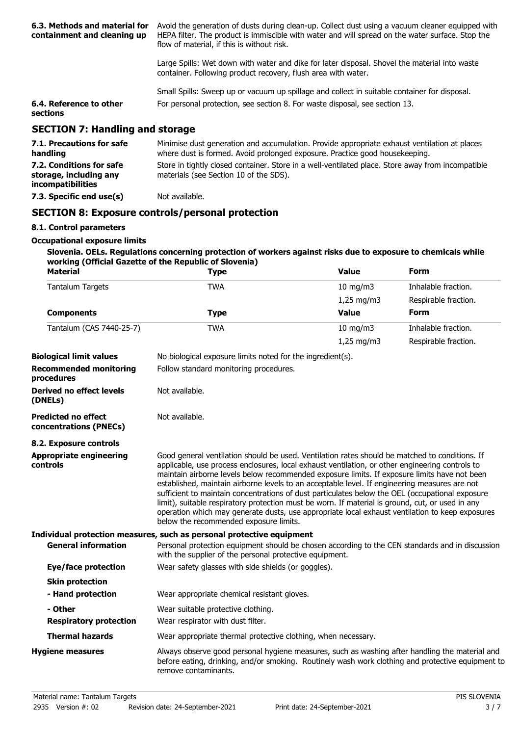**6.3. Methods and material for containment and cleaning up**

Avoid the generation of dusts during clean-up. Collect dust using a vacuum cleaner equipped with HEPA filter. The product is immiscible with water and will spread on the water surface. Stop the flow of material, if this is without risk.

Large Spills: Wet down with water and dike for later disposal. Shovel the material into waste container. Following product recovery, flush area with water.

Small Spills: Sweep up or vacuum up spillage and collect in suitable container for disposal.

**6.4. Reference to other sections**

For personal protection, see section 8. For waste disposal, see section 13.

## SECTION 7: Handling and storage

**7.1. Precautions for safe handling**

Minimise dust generation and accumulation. Provide appropriate exhaust ventilation at places where dust is formed. Avoid prolonged exposure. Practice good housekeeping.

**7.2. Conditions for safe storage, including any incompatibilities**

Store in tightly closed container. Store in a well-ventilated place. Store away from incompatible materials (see Section 10 of the SDS).

**7.3. Specific end use(s)**

Not available.

## SECTION 8: Exposure controls/personal protection

### 8.1. Control parameters

**Occupational exposure limits**

**Slovenia. OELs. Regulations concerning protection of workers against risks due to exposure to chemicals while working (Official Gazette of the Republic of Slovenia)**

| Material | Type | Value | Form |
|---|---|---|---|
| Tantalum Targets | TWA | 10 mg/m3 | Inhalable fraction. |
| | | 1,25 mg/m3 | Respirable fraction. |
| **Components** | **Type** | **Value** | **Form** |
| Tantalum (CAS 7440-25-7) | TWA | 10 mg/m3 | Inhalable fraction. |
| | | 1,25 mg/m3 | Respirable fraction. |

**Biological limit values**

No biological exposure limits noted for the ingredient(s).

**Recommended monitoring procedures**

Follow standard monitoring procedures.

**Derived no effect levels (DNELs)**

Not available.

**Predicted no effect concentrations (PNECs)**

Not available.

### 8.2. Exposure controls

**Appropriate engineering controls**

Good general ventilation should be used. Ventilation rates should be matched to conditions. If applicable, use process enclosures, local exhaust ventilation, or other engineering controls to maintain airborne levels below recommended exposure limits. If exposure limits have not been established, maintain airborne levels to an acceptable level. If engineering measures are not sufficient to maintain concentrations of dust particulates below the OEL (occupational exposure limit), suitable respiratory protection must be worn. If material is ground, cut, or used in any operation which may generate dusts, use appropriate local exhaust ventilation to keep exposures below the recommended exposure limits.

**Individual protection measures, such as personal protective equipment**

**General information**

Personal protection equipment should be chosen according to the CEN standards and in discussion with the supplier of the personal protective equipment.

**Eye/face protection**

Wear safety glasses with side shields (or goggles).

**Skin protection**

**- Hand protection**

Wear appropriate chemical resistant gloves.

**- Other**

Wear suitable protective clothing.

**Respiratory protection**

Wear respirator with dust filter.

**Thermal hazards**

Wear appropriate thermal protective clothing, when necessary.

**Hygiene measures**

Always observe good personal hygiene measures, such as washing after handling the material and before eating, drinking, and/or smoking. Routinely wash work clothing and protective equipment to remove contaminants.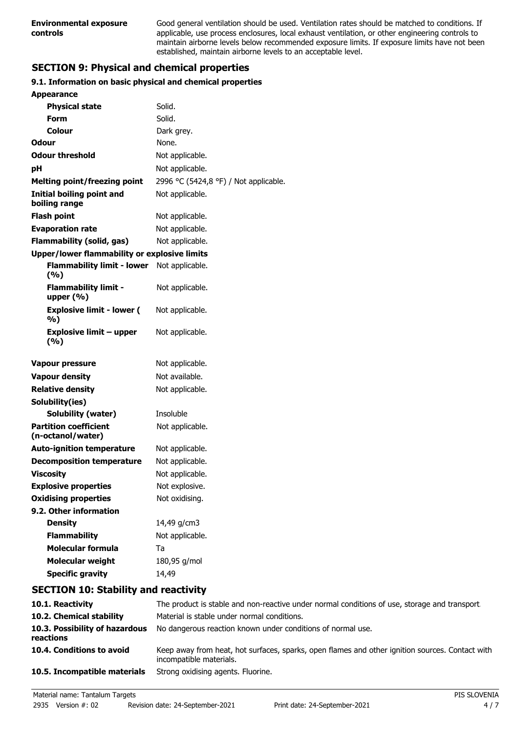| | |
|---|---|
| **Environmental exposure controls** | Good general ventilation should be used. Ventilation rates should be matched to conditions. If applicable, use process enclosures, local exhaust ventilation, or other engineering controls to maintain airborne levels below recommended exposure limits. If exposure limits have not been established, maintain airborne levels to an acceptable level. |

## SECTION 9: Physical and chemical properties

### 9.1. Information on basic physical and chemical properties

| | |
|---|---|
| **Appearance** | |
| **Physical state** | Solid. |
| **Form** | Solid. |
| **Colour** | Dark grey. |
| **Odour** | None. |
| **Odour threshold** | Not applicable. |
| **pH** | Not applicable. |
| **Melting point/freezing point** | 2996 °C (5424,8 °F) / Not applicable. |
| **Initial boiling point and boiling range** | Not applicable. |
| **Flash point** | Not applicable. |
| **Evaporation rate** | Not applicable. |
| **Flammability (solid, gas)** | Not applicable. |
| **Upper/lower flammability or explosive limits** | |
| **Flammability limit - lower (%)** | Not applicable. |
| **Flammability limit - upper (%)** | Not applicable. |
| **Explosive limit - lower (%)** | Not applicable. |
| **Explosive limit – upper (%)** | Not applicable. |
| **Vapour pressure** | Not applicable. |
| **Vapour density** | Not available. |
| **Relative density** | Not applicable. |
| **Solubility(ies)** | |
| **Solubility (water)** | Insoluble |
| **Partition coefficient (n-octanol/water)** | Not applicable. |
| **Auto-ignition temperature** | Not applicable. |
| **Decomposition temperature** | Not applicable. |
| **Viscosity** | Not applicable. |
| **Explosive properties** | Not explosive. |
| **Oxidising properties** | Not oxidising. |
| **9.2. Other information** | |
| **Density** | 14,49 g/cm3 |
| **Flammability** | Not applicable. |
| **Molecular formula** | Ta |
| **Molecular weight** | 180,95 g/mol |
| **Specific gravity** | 14,49 |

## SECTION 10: Stability and reactivity

| | |
|---|---|
| **10.1. Reactivity** | The product is stable and non-reactive under normal conditions of use, storage and transport. |
| **10.2. Chemical stability** | Material is stable under normal conditions. |
| **10.3. Possibility of hazardous reactions** | No dangerous reaction known under conditions of normal use. |
| **10.4. Conditions to avoid** | Keep away from heat, hot surfaces, sparks, open flames and other ignition sources. Contact with incompatible materials. |
| **10.5. Incompatible materials** | Strong oxidising agents. Fluorine. |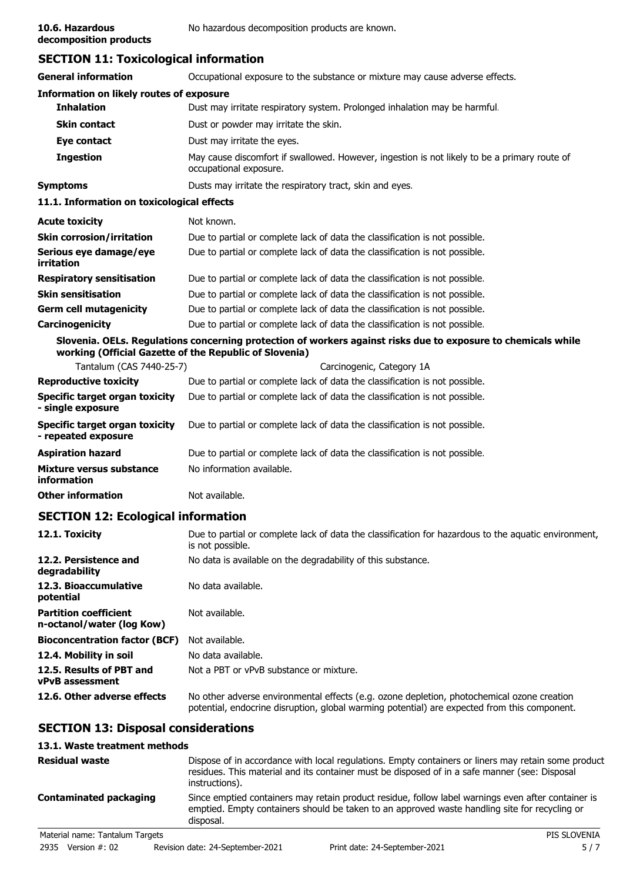| | |
|---|---|
| **10.6. Hazardous decomposition products** | No hazardous decomposition products are known. |

## SECTION 11: Toxicological information

| | |
|---|---|
| **General information** | Occupational exposure to the substance or mixture may cause adverse effects. |

**Information on likely routes of exposure**

| | |
|---|---|
| **Inhalation** | Dust may irritate respiratory system. Prolonged inhalation may be harmful. |
| **Skin contact** | Dust or powder may irritate the skin. |
| **Eye contact** | Dust may irritate the eyes. |
| **Ingestion** | May cause discomfort if swallowed. However, ingestion is not likely to be a primary route of occupational exposure. |
| **Symptoms** | Dusts may irritate the respiratory tract, skin and eyes. |

**11.1. Information on toxicological effects**

| | |
|---|---|
| **Acute toxicity** | Not known. |
| **Skin corrosion/irritation** | Due to partial or complete lack of data the classification is not possible. |
| **Serious eye damage/eye irritation** | Due to partial or complete lack of data the classification is not possible. |
| **Respiratory sensitisation** | Due to partial or complete lack of data the classification is not possible. |
| **Skin sensitisation** | Due to partial or complete lack of data the classification is not possible. |
| **Germ cell mutagenicity** | Due to partial or complete lack of data the classification is not possible. |
| **Carcinogenicity** | Due to partial or complete lack of data the classification is not possible. |

**Slovenia. OELs. Regulations concerning protection of workers against risks due to exposure to chemicals while working (Official Gazette of the Republic of Slovenia)**

| | |
|---|---|
| Tantalum (CAS 7440-25-7) | Carcinogenic, Category 1A |
| **Reproductive toxicity** | Due to partial or complete lack of data the classification is not possible. |
| **Specific target organ toxicity - single exposure** | Due to partial or complete lack of data the classification is not possible. |
| **Specific target organ toxicity - repeated exposure** | Due to partial or complete lack of data the classification is not possible. |
| **Aspiration hazard** | Due to partial or complete lack of data the classification is not possible. |
| **Mixture versus substance information** | No information available. |
| **Other information** | Not available. |

## SECTION 12: Ecological information

| | |
|---|---|
| **12.1. Toxicity** | Due to partial or complete lack of data the classification for hazardous to the aquatic environment, is not possible. |
| **12.2. Persistence and degradability** | No data is available on the degradability of this substance. |
| **12.3. Bioaccumulative potential** | No data available. |
| **Partition coefficient n-octanol/water (log Kow)** | Not available. |
| **Bioconcentration factor (BCF)** | Not available. |
| **12.4. Mobility in soil** | No data available. |
| **12.5. Results of PBT and vPvB assessment** | Not a PBT or vPvB substance or mixture. |
| **12.6. Other adverse effects** | No other adverse environmental effects (e.g. ozone depletion, photochemical ozone creation potential, endocrine disruption, global warming potential) are expected from this component. |

## SECTION 13: Disposal considerations

**13.1. Waste treatment methods**

| | |
|---|---|
| **Residual waste** | Dispose of in accordance with local regulations. Empty containers or liners may retain some product residues. This material and its container must be disposed of in a safe manner (see: Disposal instructions). |
| **Contaminated packaging** | Since emptied containers may retain product residue, follow label warnings even after container is emptied. Empty containers should be taken to an approved waste handling site for recycling or disposal. |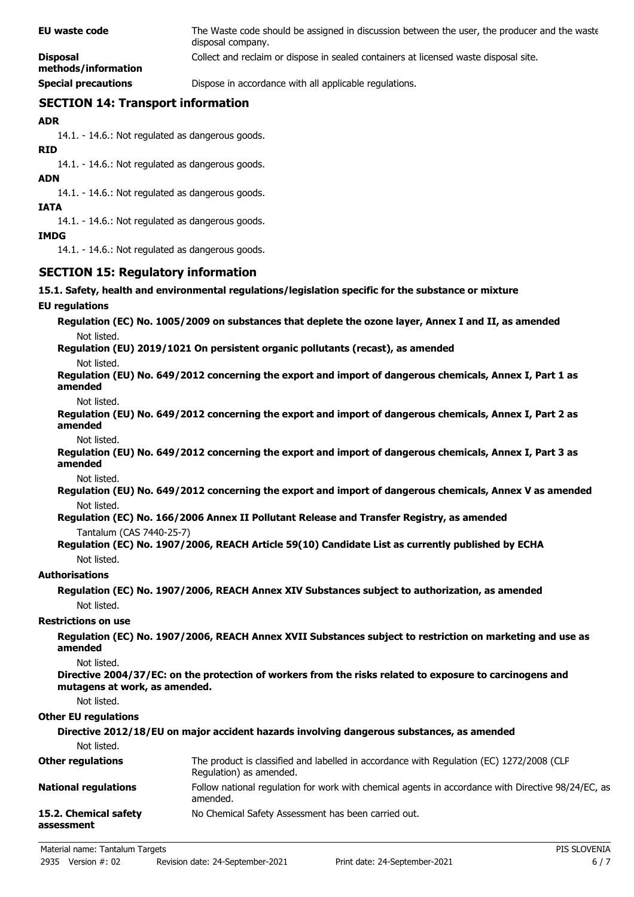**EU waste code** The Waste code should be assigned in discussion between the user, the producer and the waste disposal company.

**Disposal methods/information** Collect and reclaim or dispose in sealed containers at licensed waste disposal site.

**Special precautions** Dispose in accordance with all applicable regulations.

## SECTION 14: Transport information

**ADR**

14.1. - 14.6.: Not regulated as dangerous goods.

**RID**

14.1. - 14.6.: Not regulated as dangerous goods.

**ADN**

14.1. - 14.6.: Not regulated as dangerous goods.

**IATA**

14.1. - 14.6.: Not regulated as dangerous goods.

**IMDG**

14.1. - 14.6.: Not regulated as dangerous goods.

## SECTION 15: Regulatory information

**15.1. Safety, health and environmental regulations/legislation specific for the substance or mixture**

**EU regulations**

**Regulation (EC) No. 1005/2009 on substances that deplete the ozone layer, Annex I and II, as amended**

Not listed.

**Regulation (EU) 2019/1021 On persistent organic pollutants (recast), as amended**

Not listed.

**Regulation (EU) No. 649/2012 concerning the export and import of dangerous chemicals, Annex I, Part 1 as amended**

Not listed.

**Regulation (EU) No. 649/2012 concerning the export and import of dangerous chemicals, Annex I, Part 2 as amended**

Not listed.

**Regulation (EU) No. 649/2012 concerning the export and import of dangerous chemicals, Annex I, Part 3 as amended**

Not listed.

**Regulation (EU) No. 649/2012 concerning the export and import of dangerous chemicals, Annex V as amended**

Not listed.

**Regulation (EC) No. 166/2006 Annex II Pollutant Release and Transfer Registry, as amended**

Tantalum (CAS 7440-25-7)

**Regulation (EC) No. 1907/2006, REACH Article 59(10) Candidate List as currently published by ECHA**

Not listed.

**Authorisations**

**Regulation (EC) No. 1907/2006, REACH Annex XIV Substances subject to authorization, as amended**

Not listed.

**Restrictions on use**

**Regulation (EC) No. 1907/2006, REACH Annex XVII Substances subject to restriction on marketing and use as amended**

Not listed.

**Directive 2004/37/EC: on the protection of workers from the risks related to exposure to carcinogens and mutagens at work, as amended.**

Not listed.

**Other EU regulations**

**Directive 2012/18/EU on major accident hazards involving dangerous substances, as amended**

Not listed.

**Other regulations** The product is classified and labelled in accordance with Regulation (EC) 1272/2008 (CLP Regulation) as amended.

**National regulations** Follow national regulation for work with chemical agents in accordance with Directive 98/24/EC, as amended.

**15.2. Chemical safety assessment** No Chemical Safety Assessment has been carried out.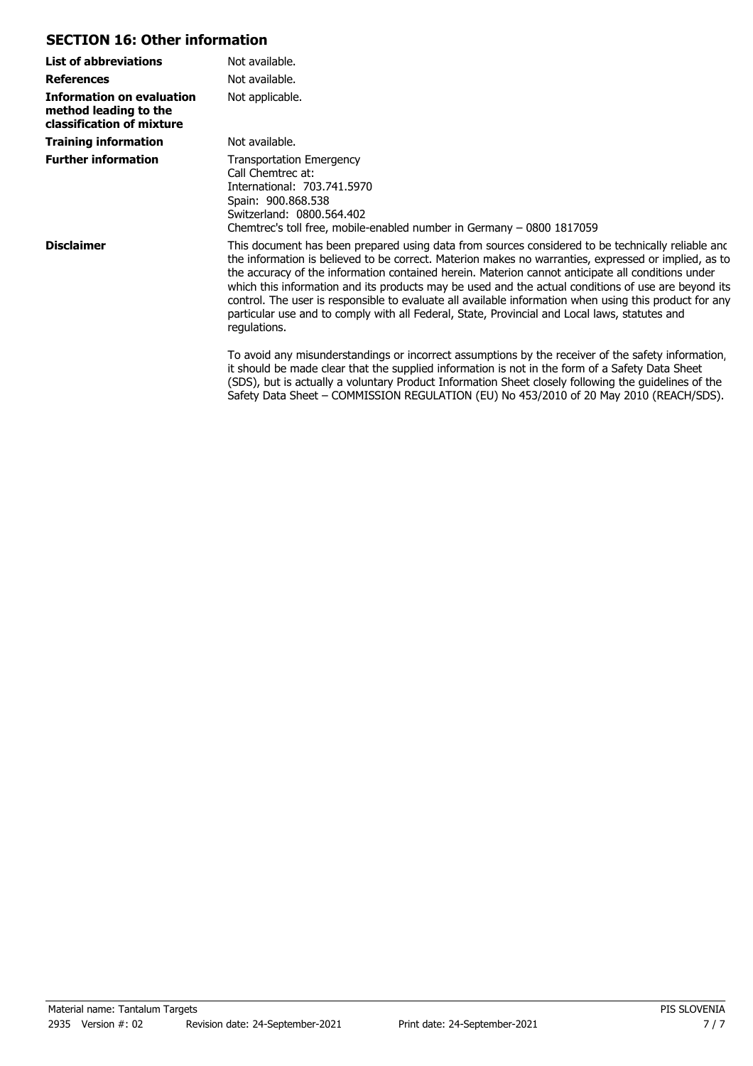## SECTION 16: Other information

**List of abbreviations** Not available.

**References** Not available.

**Information on evaluation method leading to the classification of mixture** Not applicable.

**Training information** Not available.

**Further information**

Transportation Emergency
Call Chemtrec at:
International: 703.741.5970
Spain: 900.868.538
Switzerland: 0800.564.402
Chemtrec's toll free, mobile-enabled number in Germany – 0800 1817059

**Disclaimer**

This document has been prepared using data from sources considered to be technically reliable and the information is believed to be correct. Materion makes no warranties, expressed or implied, as to the accuracy of the information contained herein. Materion cannot anticipate all conditions under which this information and its products may be used and the actual conditions of use are beyond its control. The user is responsible to evaluate all available information when using this product for any particular use and to comply with all Federal, State, Provincial and Local laws, statutes and regulations.

To avoid any misunderstandings or incorrect assumptions by the receiver of the safety information, it should be made clear that the supplied information is not in the form of a Safety Data Sheet (SDS), but is actually a voluntary Product Information Sheet closely following the guidelines of the Safety Data Sheet – COMMISSION REGULATION (EU) No 453/2010 of 20 May 2010 (REACH/SDS).